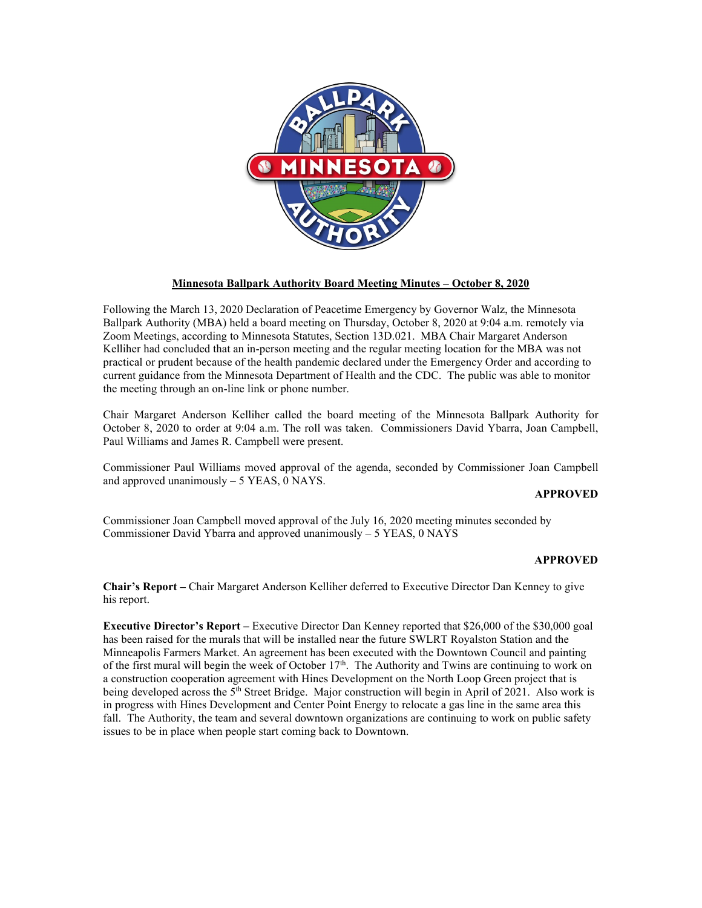# Minnesota Ballpark Authority Board Meeting Minutes – October 8, 2020

Following the March 13, 2020 Declaration of Peacetime Emergency by Governor Walz, the Minnesota Ballpark Authority (MBA) held a board meeting on Thursday, October 8, 2020 at 9:04 a.m. remotely via Zoom Meetings, according to Minnesota Statutes, Section 13D.021. MBA Chair Margaret Anderson Kelliher had concluded that an in-person meeting and the regular meeting location for the MBA was not practical or prudent because of the health pandemic declared under the Emergency Order and according to current guidance from the Minnesota Department of Health and the CDC. The public was able to monitor the meeting through an on-line link or phone number.

Chair Margaret Anderson Kelliher called the board meeting of the Minnesota Ballpark Authority for October 8, 2020 to order at 9:04 a.m. The roll was taken. Commissioners David Ybarra, Joan Campbell, Paul Williams and James R. Campbell were present.

Commissioner Paul Williams moved approval of the agenda, seconded by Commissioner Joan Campbell and approved unanimously – 5 YEAS, 0 NAYS.

**APPROVED**

Commissioner Joan Campbell moved approval of the July 16, 2020 meeting minutes seconded by Commissioner David Ybarra and approved unanimously – 5 YEAS, 0 NAYS

**APPROVED**

**Chair's Report –** Chair Margaret Anderson Kelliher deferred to Executive Director Dan Kenney to give his report.

**Executive Director's Report –** Executive Director Dan Kenney reported that $26,000 of the $30,000 goal has been raised for the murals that will be installed near the future SWLRT Royalston Station and the Minneapolis Farmers Market. An agreement has been executed with the Downtown Council and painting of the first mural will begin the week of October 17th. The Authority and Twins are continuing to work on a construction cooperation agreement with Hines Development on the North Loop Green project that is being developed across the 5th Street Bridge. Major construction will begin in April of 2021. Also work is in progress with Hines Development and Center Point Energy to relocate a gas line in the same area this fall. The Authority, the team and several downtown organizations are continuing to work on public safety issues to be in place when people start coming back to Downtown.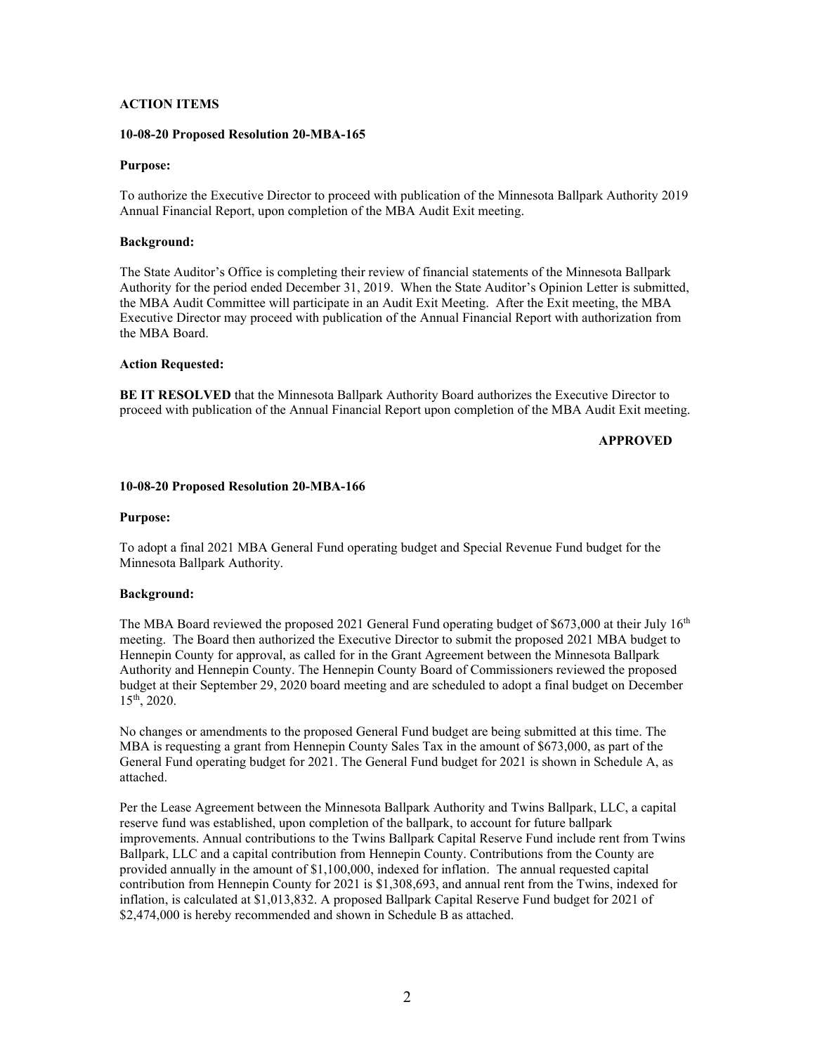**ACTION ITEMS**

**10-08-20 Proposed Resolution 20-MBA-165**

**Purpose:**

To authorize the Executive Director to proceed with publication of the Minnesota Ballpark Authority 2019 Annual Financial Report, upon completion of the MBA Audit Exit meeting.

**Background:**

The State Auditor's Office is completing their review of financial statements of the Minnesota Ballpark Authority for the period ended December 31, 2019. When the State Auditor's Opinion Letter is submitted, the MBA Audit Committee will participate in an Audit Exit Meeting. After the Exit meeting, the MBA Executive Director may proceed with publication of the Annual Financial Report with authorization from the MBA Board.

**Action Requested:**

**BE IT RESOLVED** that the Minnesota Ballpark Authority Board authorizes the Executive Director to proceed with publication of the Annual Financial Report upon completion of the MBA Audit Exit meeting.

**APPROVED**

**10-08-20 Proposed Resolution 20-MBA-166**

**Purpose:**

To adopt a final 2021 MBA General Fund operating budget and Special Revenue Fund budget for the Minnesota Ballpark Authority.

**Background:**

The MBA Board reviewed the proposed 2021 General Fund operating budget of $673,000 at their July 16th meeting. The Board then authorized the Executive Director to submit the proposed 2021 MBA budget to Hennepin County for approval, as called for in the Grant Agreement between the Minnesota Ballpark Authority and Hennepin County. The Hennepin County Board of Commissioners reviewed the proposed budget at their September 29, 2020 board meeting and are scheduled to adopt a final budget on December 15th, 2020.

No changes or amendments to the proposed General Fund budget are being submitted at this time. The MBA is requesting a grant from Hennepin County Sales Tax in the amount of $673,000, as part of the General Fund operating budget for 2021. The General Fund budget for 2021 is shown in Schedule A, as attached.

Per the Lease Agreement between the Minnesota Ballpark Authority and Twins Ballpark, LLC, a capital reserve fund was established, upon completion of the ballpark, to account for future ballpark improvements. Annual contributions to the Twins Ballpark Capital Reserve Fund include rent from Twins Ballpark, LLC and a capital contribution from Hennepin County. Contributions from the County are provided annually in the amount of $1,100,000, indexed for inflation. The annual requested capital contribution from Hennepin County for 2021 is $1,308,693, and annual rent from the Twins, indexed for inflation, is calculated at $1,013,832. A proposed Ballpark Capital Reserve Fund budget for 2021 of $2,474,000 is hereby recommended and shown in Schedule B as attached.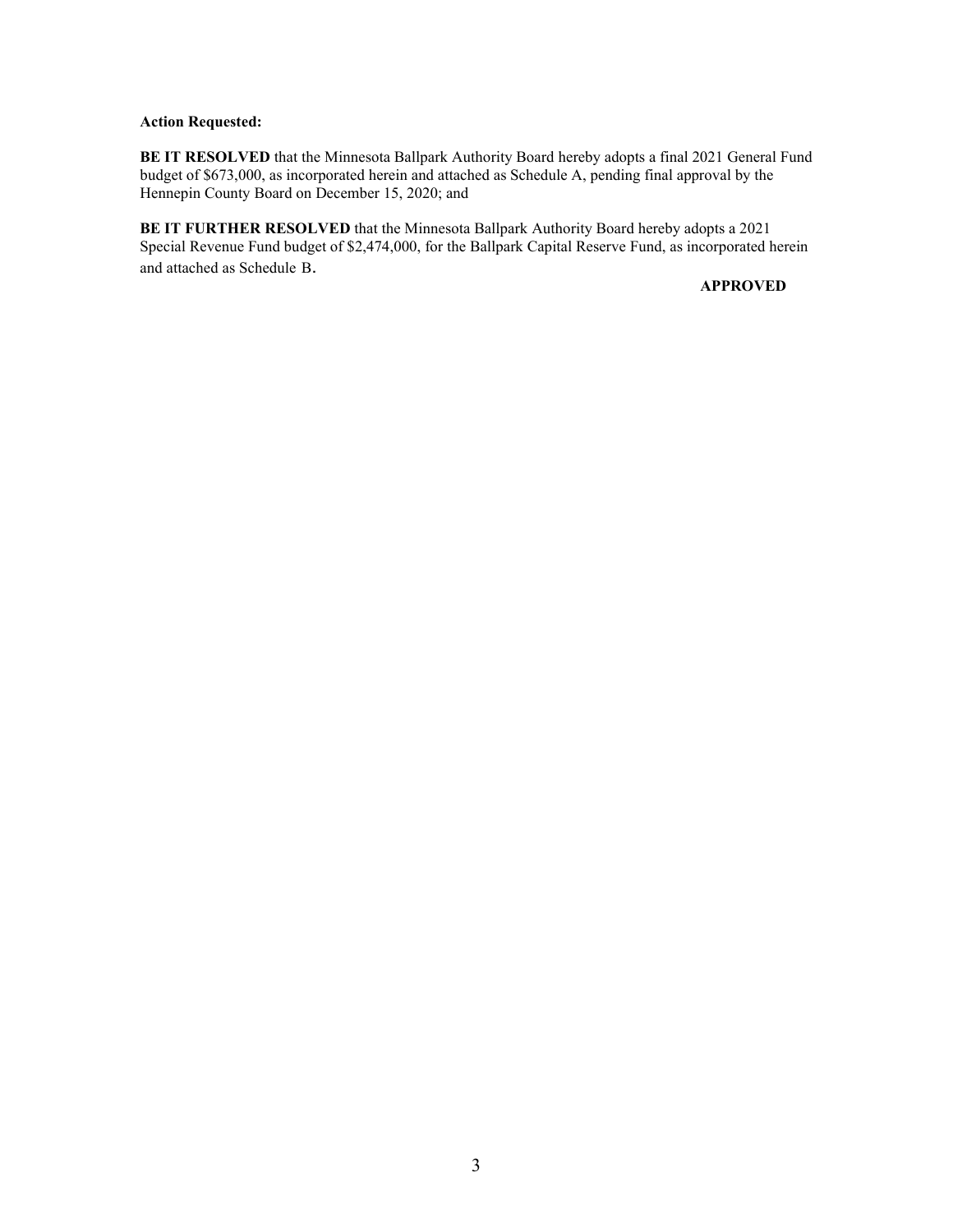**Action Requested:**

**BE IT RESOLVED** that the Minnesota Ballpark Authority Board hereby adopts a final 2021 General Fund budget of $673,000, as incorporated herein and attached as Schedule A, pending final approval by the Hennepin County Board on December 15, 2020; and

**BE IT FURTHER RESOLVED** that the Minnesota Ballpark Authority Board hereby adopts a 2021 Special Revenue Fund budget of $2,474,000, for the Ballpark Capital Reserve Fund, as incorporated herein and attached as Schedule B.

**APPROVED**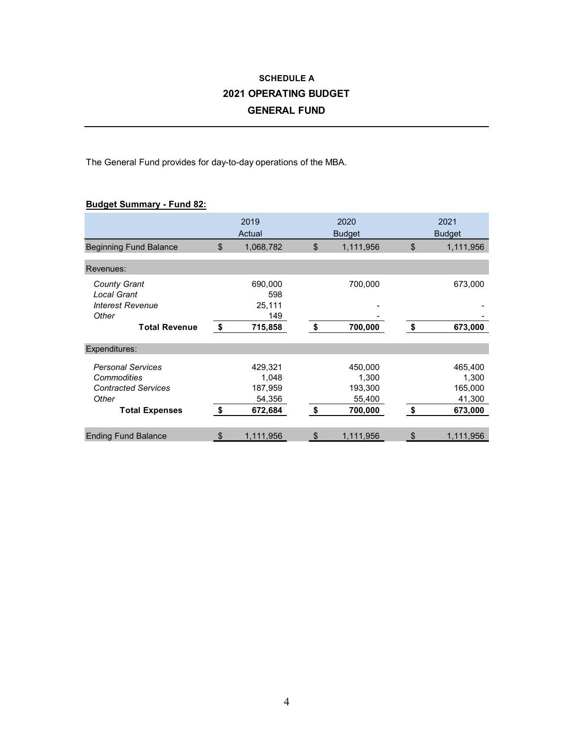**SCHEDULE A**

**2021 OPERATING BUDGET**

**GENERAL FUND**

The General Fund provides for day-to-day operations of the MBA.

**Budget Summary - Fund 82:**

| | 2019 Actual | 2020 Budget | 2021 Budget |
|---|---|---|---|
| Beginning Fund Balance | $ 1,068,782 | $ 1,111,956 | $ 1,111,956 |
| Revenues: | | | |
| *County Grant* | 690,000 | 700,000 | 673,000 |
| *Local Grant* | 598 | | |
| *Interest Revenue* | 25,111 | - | - |
| *Other* | 149 | - | - |
| **Total Revenue** | **$ 715,858** | **$ 700,000** | **$ 673,000** |
| Expenditures: | | | |
| *Personal Services* | 429,321 | 450,000 | 465,400 |
| *Commodities* | 1,048 | 1,300 | 1,300 |
| *Contracted Services* | 187,959 | 193,300 | 165,000 |
| *Other* | 54,356 | 55,400 | 41,300 |
| **Total Expenses** | **$ 672,684** | **$ 700,000** | **$ 673,000** |
| Ending Fund Balance | $ 1,111,956 | $ 1,111,956 | $ 1,111,956 |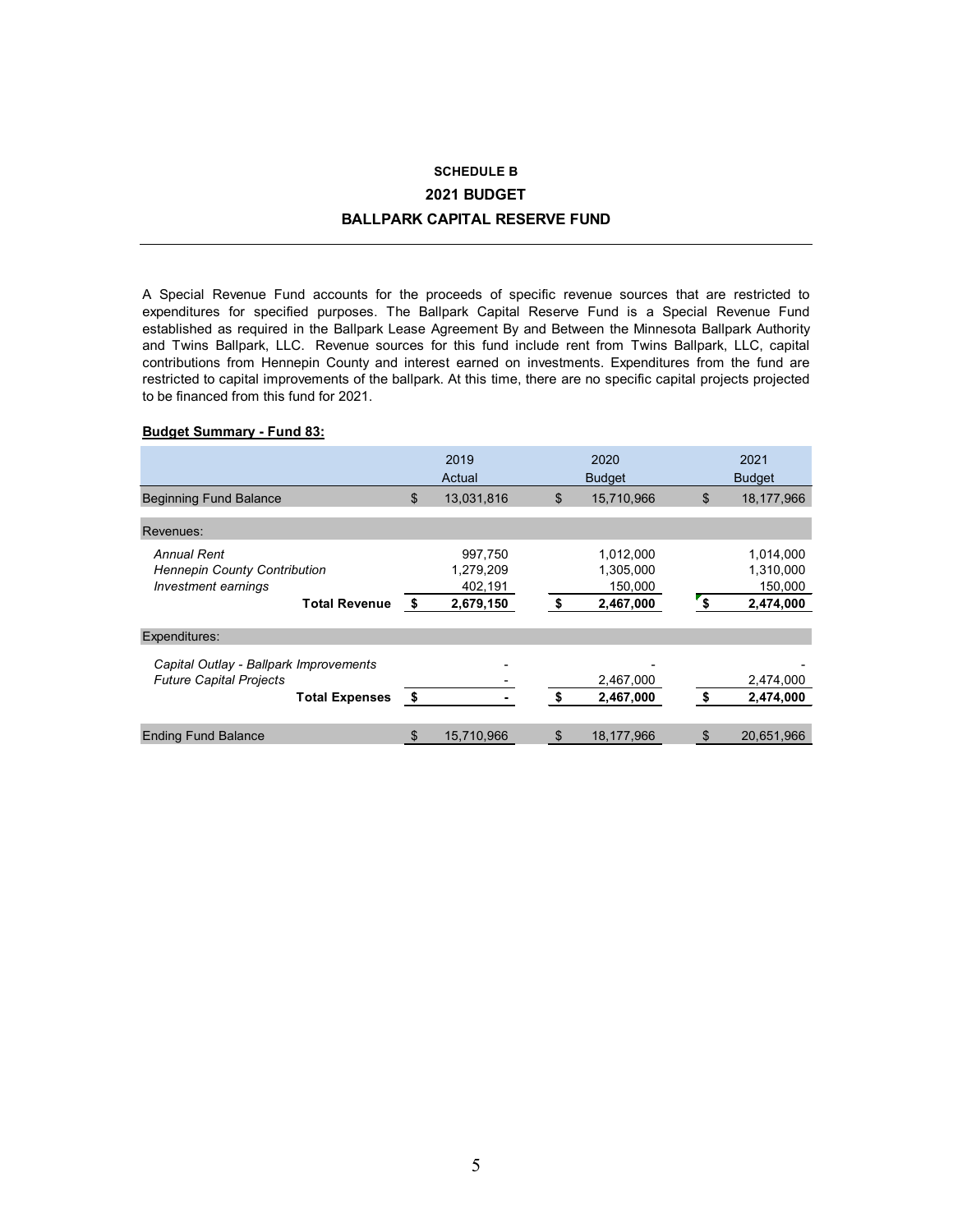## SCHEDULE B
## 2021 BUDGET
## BALLPARK CAPITAL RESERVE FUND

A Special Revenue Fund accounts for the proceeds of specific revenue sources that are restricted to expenditures for specified purposes. The Ballpark Capital Reserve Fund is a Special Revenue Fund established as required in the Ballpark Lease Agreement By and Between the Minnesota Ballpark Authority and Twins Ballpark, LLC. Revenue sources for this fund include rent from Twins Ballpark, LLC, capital contributions from Hennepin County and interest earned on investments. Expenditures from the fund are restricted to capital improvements of the ballpark. At this time, there are no specific capital projects projected to be financed from this fund for 2021.

**<u>Budget Summary - Fund 83:</u>**

| | 2019 Actual | 2020 Budget | 2021 Budget |
|---|---|---|---|
| Beginning Fund Balance | $ 13,031,816 | $ 15,710,966 | $ 18,177,966 |
| Revenues: | | | |
| *Annual Rent* | 997,750 | 1,012,000 | 1,014,000 |
| *Hennepin County Contribution* | 1,279,209 | 1,305,000 | 1,310,000 |
| *Investment earnings* | 402,191 | 150,000 | 150,000 |
| **Total Revenue** | **$ 2,679,150** | **$ 2,467,000** | **$ 2,474,000** |
| Expenditures: | | | |
| *Capital Outlay - Ballpark Improvements* | - | - | - |
| *Future Capital Projects* | - | 2,467,000 | 2,474,000 |
| **Total Expenses** | **$ -** | **$ 2,467,000** | **$ 2,474,000** |
| Ending Fund Balance | $ 15,710,966 | $ 18,177,966 | $ 20,651,966 |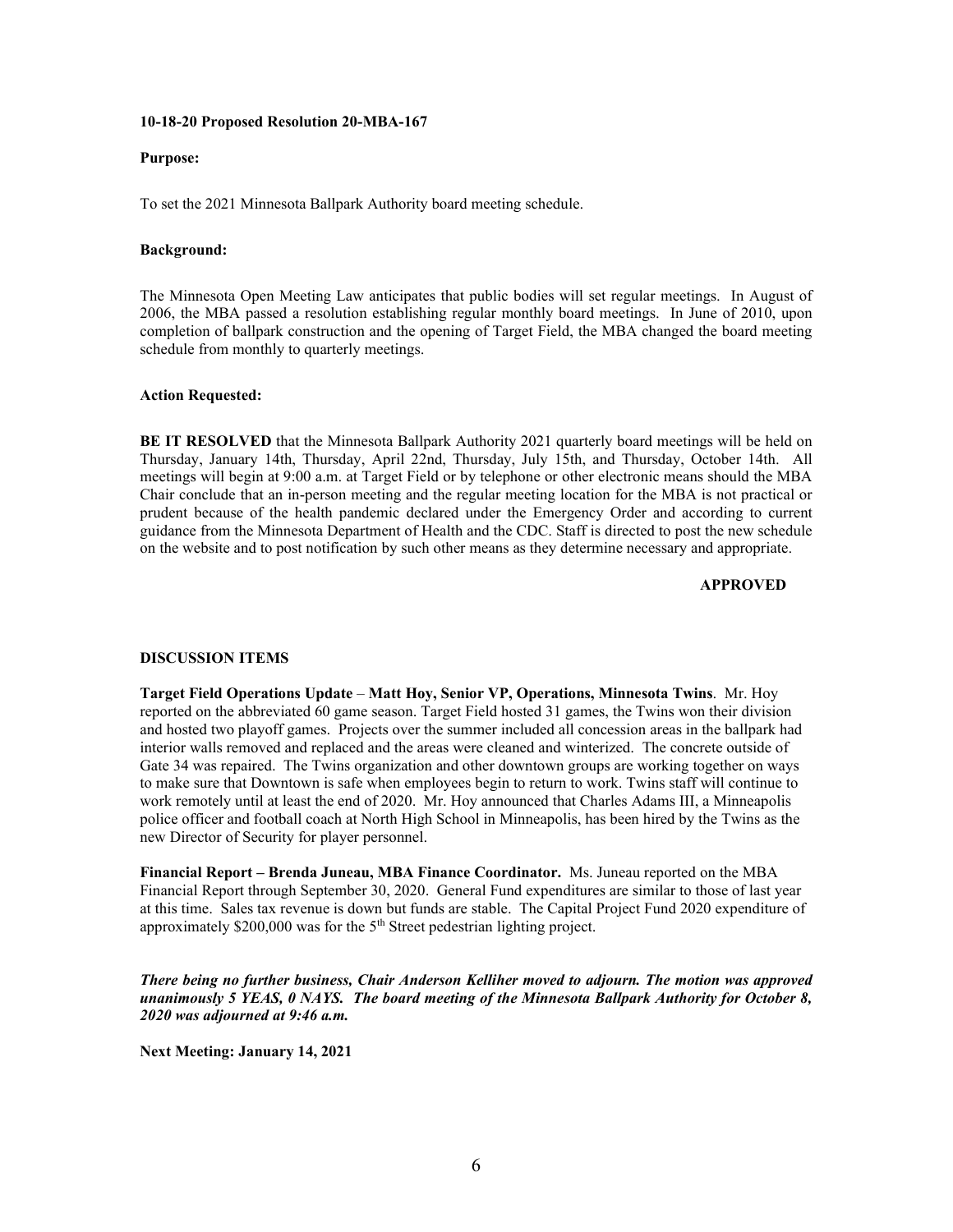**10-18-20 Proposed Resolution 20-MBA-167**

**Purpose:**

To set the 2021 Minnesota Ballpark Authority board meeting schedule.

**Background:**

The Minnesota Open Meeting Law anticipates that public bodies will set regular meetings. In August of 2006, the MBA passed a resolution establishing regular monthly board meetings. In June of 2010, upon completion of ballpark construction and the opening of Target Field, the MBA changed the board meeting schedule from monthly to quarterly meetings.

**Action Requested:**

**BE IT RESOLVED** that the Minnesota Ballpark Authority 2021 quarterly board meetings will be held on Thursday, January 14th, Thursday, April 22nd, Thursday, July 15th, and Thursday, October 14th. All meetings will begin at 9:00 a.m. at Target Field or by telephone or other electronic means should the MBA Chair conclude that an in-person meeting and the regular meeting location for the MBA is not practical or prudent because of the health pandemic declared under the Emergency Order and according to current guidance from the Minnesota Department of Health and the CDC. Staff is directed to post the new schedule on the website and to post notification by such other means as they determine necessary and appropriate.

**APPROVED**

**DISCUSSION ITEMS**

**Target Field Operations Update** – **Matt Hoy, Senior VP, Operations, Minnesota Twins**. Mr. Hoy reported on the abbreviated 60 game season. Target Field hosted 31 games, the Twins won their division and hosted two playoff games. Projects over the summer included all concession areas in the ballpark had interior walls removed and replaced and the areas were cleaned and winterized. The concrete outside of Gate 34 was repaired. The Twins organization and other downtown groups are working together on ways to make sure that Downtown is safe when employees begin to return to work. Twins staff will continue to work remotely until at least the end of 2020. Mr. Hoy announced that Charles Adams III, a Minneapolis police officer and football coach at North High School in Minneapolis, has been hired by the Twins as the new Director of Security for player personnel.

**Financial Report – Brenda Juneau, MBA Finance Coordinator.** Ms. Juneau reported on the MBA Financial Report through September 30, 2020. General Fund expenditures are similar to those of last year at this time. Sales tax revenue is down but funds are stable. The Capital Project Fund 2020 expenditure of approximately $200,000 was for the 5th Street pedestrian lighting project.

***There being no further business, Chair Anderson Kelliher moved to adjourn. The motion was approved unanimously 5 YEAS, 0 NAYS. The board meeting of the Minnesota Ballpark Authority for October 8, 2020 was adjourned at 9:46 a.m.***

**Next Meeting: January 14, 2021**